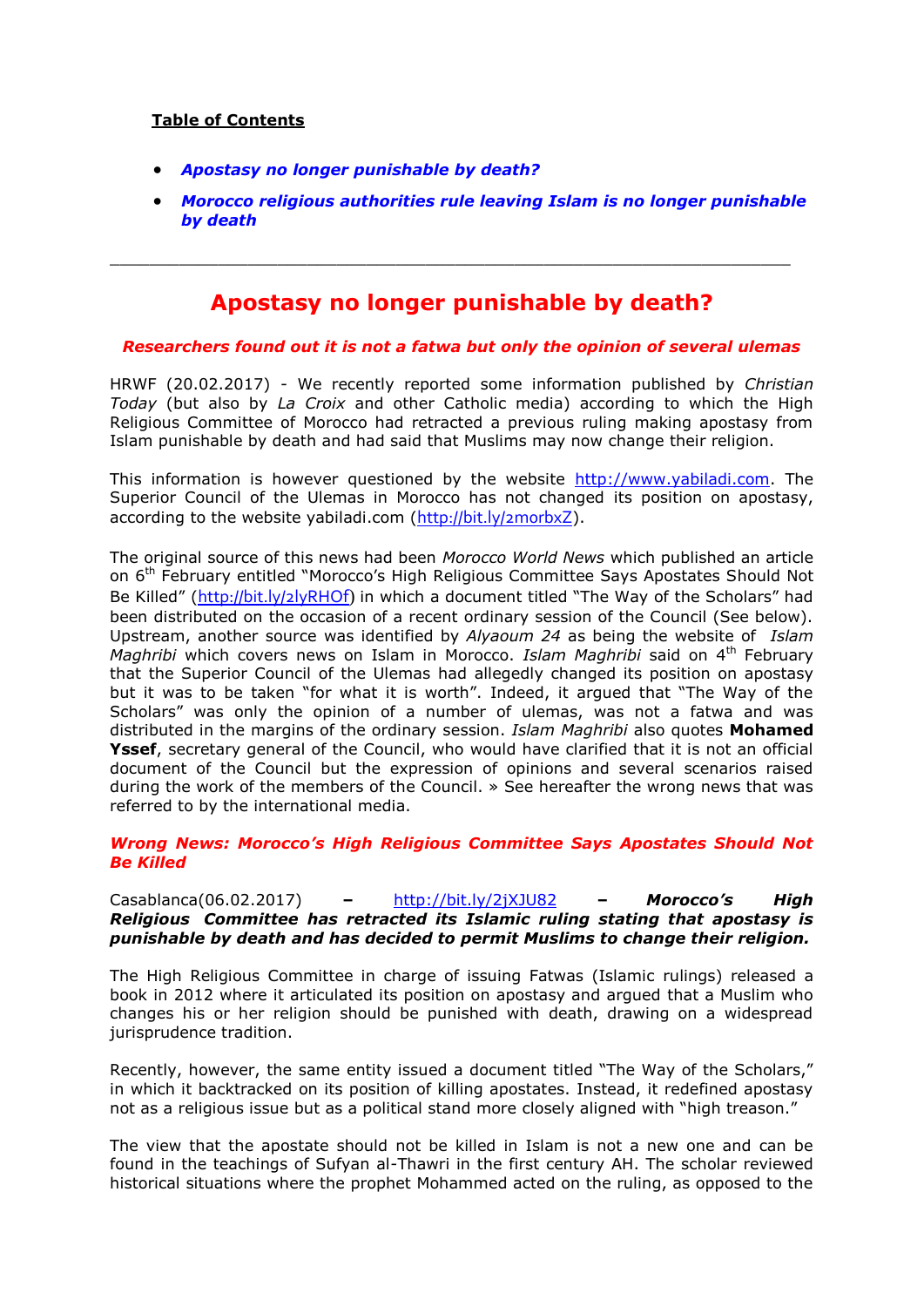**Table of Contents**

- ***Apostasy no longer punishable by death?***
- ***Morocco religious authorities rule leaving Islam is no longer punishable by death***

---

# Apostasy no longer punishable by death?

***Researchers found out it is not a fatwa but only the opinion of several ulemas***

HRWF (20.02.2017) - We recently reported some information published by *Christian Today* (but also by *La Croix* and other Catholic media) according to which the High Religious Committee of Morocco had retracted a previous ruling making apostasy from Islam punishable by death and had said that Muslims may now change their religion.

This information is however questioned by the website http://www.yabiladi.com. The Superior Council of the Ulemas in Morocco has not changed its position on apostasy, according to the website yabiladi.com (http://bit.ly/2morbxZ).

The original source of this news had been *Morocco World News* which published an article on 6th February entitled "Morocco's High Religious Committee Says Apostates Should Not Be Killed" (http://bit.ly/2lyRHOf) in which a document titled "The Way of the Scholars" had been distributed on the occasion of a recent ordinary session of the Council (See below). Upstream, another source was identified by *Alyaoum 24* as being the website of *Islam Maghribi* which covers news on Islam in Morocco. *Islam Maghribi* said on 4th February that the Superior Council of the Ulemas had allegedly changed its position on apostasy but it was to be taken "for what it is worth". Indeed, it argued that "The Way of the Scholars" was only the opinion of a number of ulemas, was not a fatwa and was distributed in the margins of the ordinary session. *Islam Maghribi* also quotes **Mohamed Yssef**, secretary general of the Council, who would have clarified that it is not an official document of the Council but the expression of opinions and several scenarios raised during the work of the members of the Council. » See hereafter the wrong news that was referred to by the international media.

***Wrong News: Morocco's High Religious Committee Says Apostates Should Not Be Killed***

Casablanca(06.02.2017) **–** http://bit.ly/2jXJU82 **–** ***Morocco's High Religious Committee has retracted its Islamic ruling stating that apostasy is punishable by death and has decided to permit Muslims to change their religion.***

The High Religious Committee in charge of issuing Fatwas (Islamic rulings) released a book in 2012 where it articulated its position on apostasy and argued that a Muslim who changes his or her religion should be punished with death, drawing on a widespread jurisprudence tradition.

Recently, however, the same entity issued a document titled "The Way of the Scholars," in which it backtracked on its position of killing apostates. Instead, it redefined apostasy not as a religious issue but as a political stand more closely aligned with "high treason."

The view that the apostate should not be killed in Islam is not a new one and can be found in the teachings of Sufyan al-Thawri in the first century AH. The scholar reviewed historical situations where the prophet Mohammed acted on the ruling, as opposed to the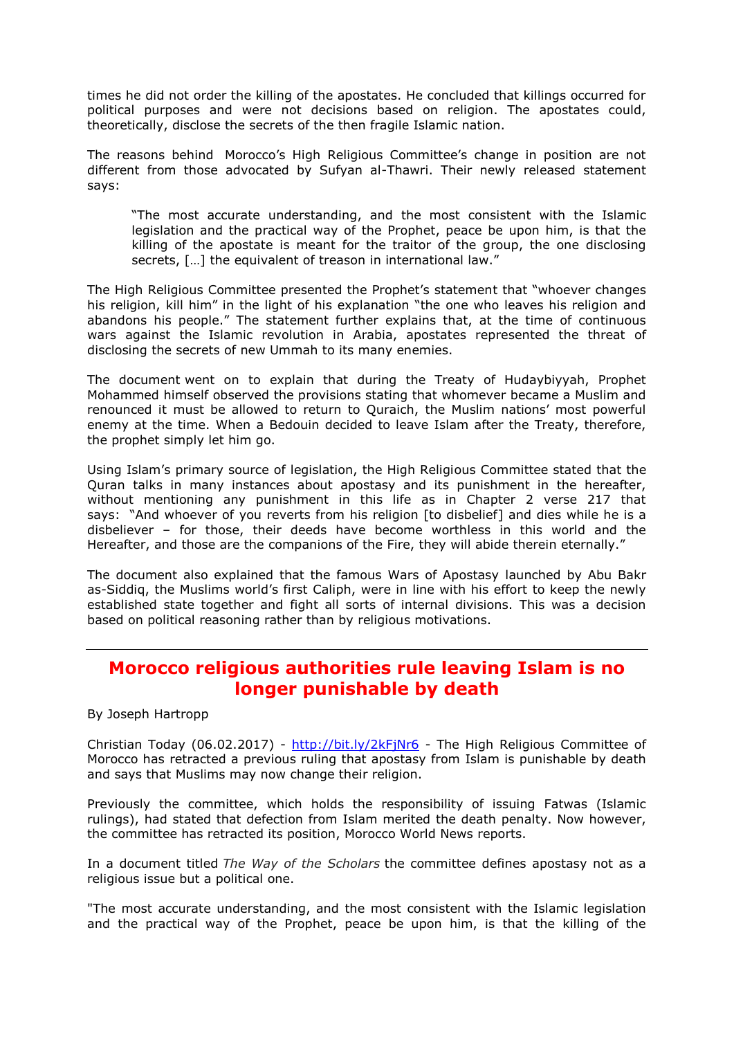times he did not order the killing of the apostates. He concluded that killings occurred for political purposes and were not decisions based on religion. The apostates could, theoretically, disclose the secrets of the then fragile Islamic nation.

The reasons behind Morocco's High Religious Committee's change in position are not different from those advocated by Sufyan al-Thawri. Their newly released statement says:

> "The most accurate understanding, and the most consistent with the Islamic legislation and the practical way of the Prophet, peace be upon him, is that the killing of the apostate is meant for the traitor of the group, the one disclosing secrets, […] the equivalent of treason in international law."

The High Religious Committee presented the Prophet's statement that "whoever changes his religion, kill him" in the light of his explanation "the one who leaves his religion and abandons his people." The statement further explains that, at the time of continuous wars against the Islamic revolution in Arabia, apostates represented the threat of disclosing the secrets of new Ummah to its many enemies.

The document went on to explain that during the Treaty of Hudaybiyyah, Prophet Mohammed himself observed the provisions stating that whomever became a Muslim and renounced it must be allowed to return to Quraich, the Muslim nations' most powerful enemy at the time. When a Bedouin decided to leave Islam after the Treaty, therefore, the prophet simply let him go.

Using Islam's primary source of legislation, the High Religious Committee stated that the Quran talks in many instances about apostasy and its punishment in the hereafter, without mentioning any punishment in this life as in Chapter 2 verse 217 that says: "And whoever of you reverts from his religion [to disbelief] and dies while he is a disbeliever – for those, their deeds have become worthless in this world and the Hereafter, and those are the companions of the Fire, they will abide therein eternally."

The document also explained that the famous Wars of Apostasy launched by Abu Bakr as-Siddiq, the Muslims world's first Caliph, were in line with his effort to keep the newly established state together and fight all sorts of internal divisions. This was a decision based on political reasoning rather than by religious motivations.

---

## Morocco religious authorities rule leaving Islam is no longer punishable by death

By Joseph Hartropp

Christian Today (06.02.2017) - http://bit.ly/2kFjNr6 - The High Religious Committee of Morocco has retracted a previous ruling that apostasy from Islam is punishable by death and says that Muslims may now change their religion.

Previously the committee, which holds the responsibility of issuing Fatwas (Islamic rulings), had stated that defection from Islam merited the death penalty. Now however, the committee has retracted its position, Morocco World News reports.

In a document titled *The Way of the Scholars* the committee defines apostasy not as a religious issue but a political one.

"The most accurate understanding, and the most consistent with the Islamic legislation and the practical way of the Prophet, peace be upon him, is that the killing of the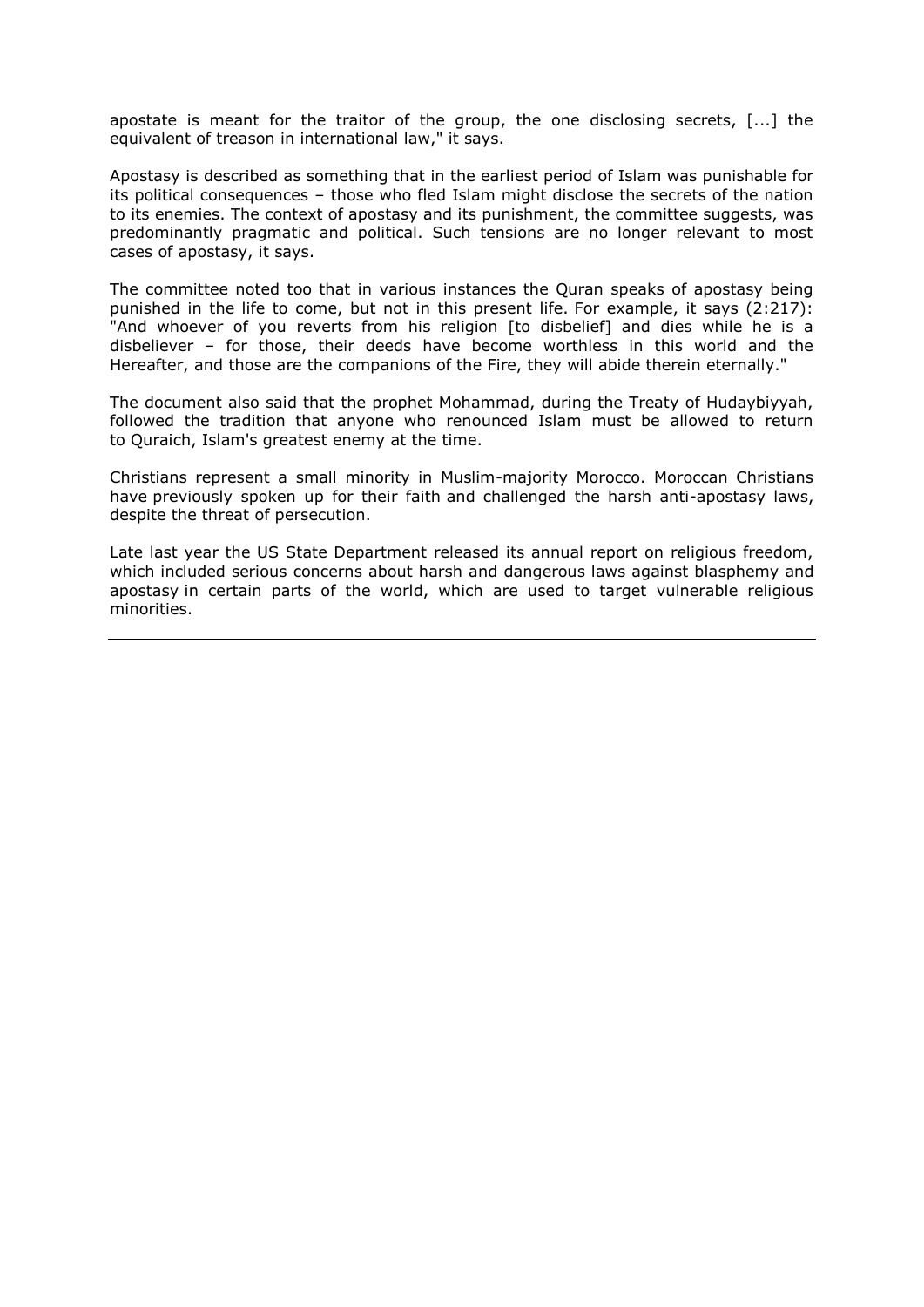apostate is meant for the traitor of the group, the one disclosing secrets, [...] the equivalent of treason in international law," it says.

Apostasy is described as something that in the earliest period of Islam was punishable for its political consequences – those who fled Islam might disclose the secrets of the nation to its enemies. The context of apostasy and its punishment, the committee suggests, was predominantly pragmatic and political. Such tensions are no longer relevant to most cases of apostasy, it says.

The committee noted too that in various instances the Quran speaks of apostasy being punished in the life to come, but not in this present life. For example, it says (2:217): "And whoever of you reverts from his religion [to disbelief] and dies while he is a disbeliever – for those, their deeds have become worthless in this world and the Hereafter, and those are the companions of the Fire, they will abide therein eternally."

The document also said that the prophet Mohammad, during the Treaty of Hudaybiyyah, followed the tradition that anyone who renounced Islam must be allowed to return to Quraich, Islam's greatest enemy at the time.

Christians represent a small minority in Muslim-majority Morocco. Moroccan Christians have previously spoken up for their faith and challenged the harsh anti-apostasy laws, despite the threat of persecution.

Late last year the US State Department released its annual report on religious freedom, which included serious concerns about harsh and dangerous laws against blasphemy and apostasy in certain parts of the world, which are used to target vulnerable religious minorities.

---